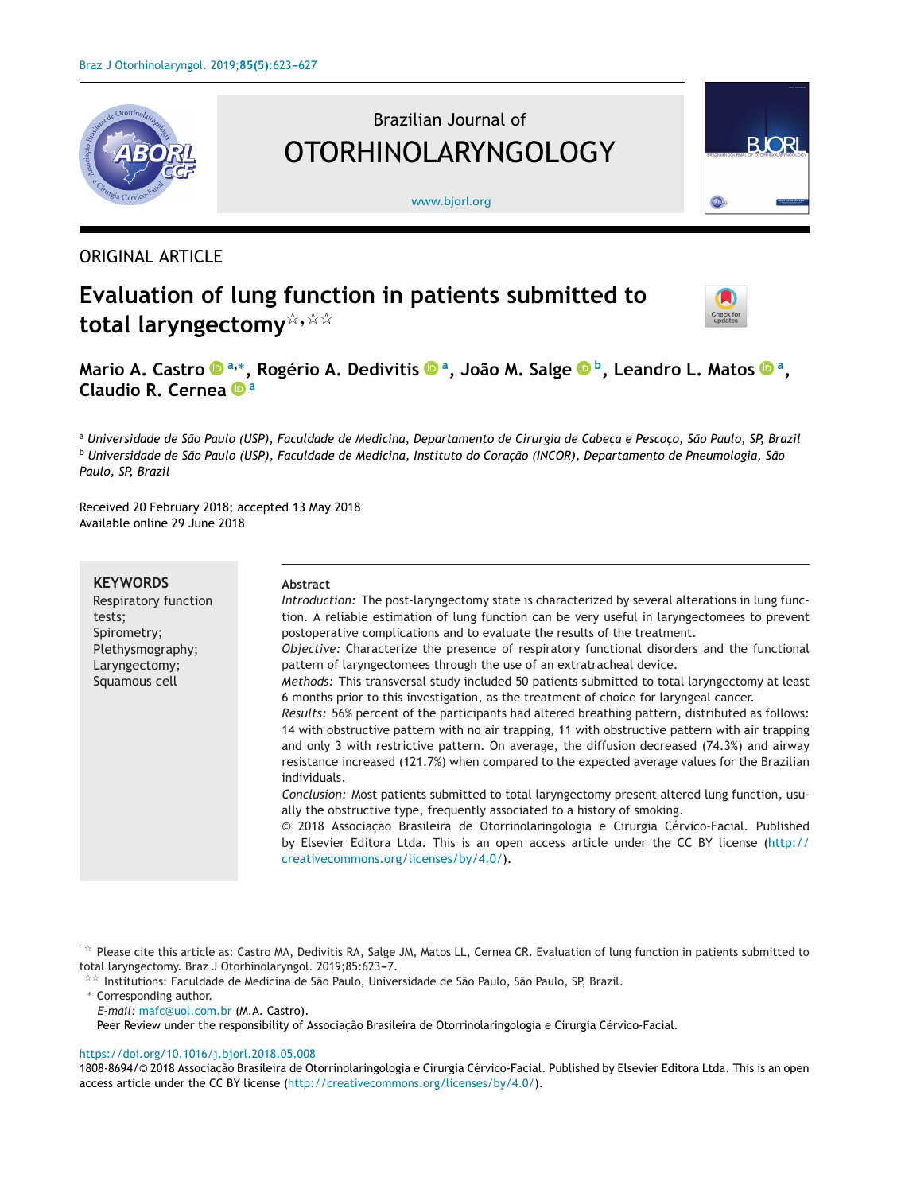ORIGINAL ARTICLE

# Evaluation of lung function in patients submitted to total laryngectomy[☆,☆☆]

**Mario A. Castro[a,*], Rogério A. Dedivitis[a], João M. Salge[b], Leandro L. Matos[a], Claudio R. Cernea[a]**

[a] *Universidade de São Paulo (USP), Faculdade de Medicina, Departamento de Cirurgia de Cabeça e Pescoço, São Paulo, SP, Brazil*
[b] *Universidade de São Paulo (USP), Faculdade de Medicina, Instituto do Coração (INCOR), Departamento de Pneumologia, São Paulo, SP, Brazil*

Received 20 February 2018; accepted 13 May 2018
Available online 29 June 2018

**KEYWORDS**
Respiratory function tests;
Spirometry;
Plethysmography;
Laryngectomy;
Squamous cell

**Abstract**

*Introduction:* The post-laryngectomy state is characterized by several alterations in lung function. A reliable estimation of lung function can be very useful in laryngectomees to prevent postoperative complications and to evaluate the results of the treatment.

*Objective:* Characterize the presence of respiratory functional disorders and the functional pattern of laryngectomees through the use of an extratracheal device.

*Methods:* This transversal study included 50 patients submitted to total laryngectomy at least 6 months prior to this investigation, as the treatment of choice for laryngeal cancer.

*Results:* 56% percent of the participants had altered breathing pattern, distributed as follows: 14 with obstructive pattern with no air trapping, 11 with obstructive pattern with air trapping and only 3 with restrictive pattern. On average, the diffusion decreased (74.3%) and airway resistance increased (121.7%) when compared to the expected average values for the Brazilian individuals.

*Conclusion:* Most patients submitted to total laryngectomy present altered lung function, usually the obstructive type, frequently associated to a history of smoking.

© 2018 Associação Brasileira de Otorrinolaringologia e Cirurgia Cérvico-Facial. Published by Elsevier Editora Ltda. This is an open access article under the CC BY license (http://creativecommons.org/licenses/by/4.0/).

☆ Please cite this article as: Castro MA, Dedivitis RA, Salge JM, Matos LL, Cernea CR. Evaluation of lung function in patients submitted to total laryngectomy. Braz J Otorhinolaryngol. 2019;85:623–7.
☆☆ Institutions: Faculdade de Medicina de São Paulo, Universidade de São Paulo, São Paulo, SP, Brazil.
* Corresponding author.
*E-mail:* mafc@uol.com.br (M.A. Castro).
Peer Review under the responsibility of Associação Brasileira de Otorrinolaringologia e Cirurgia Cérvico-Facial.

https://doi.org/10.1016/j.bjorl.2018.05.008
1808-8694/© 2018 Associação Brasileira de Otorrinolaringologia e Cirurgia Cérvico-Facial. Published by Elsevier Editora Ltda. This is an open access article under the CC BY license (http://creativecommons.org/licenses/by/4.0/).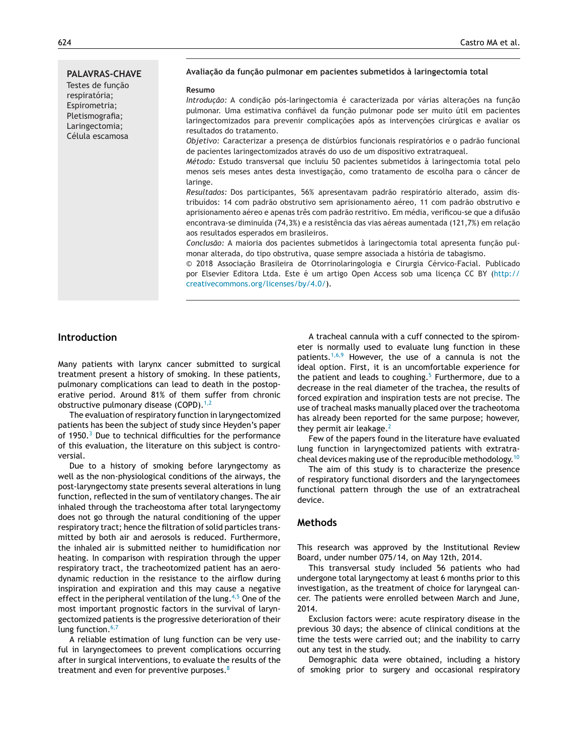**PALAVRAS-CHAVE**
Testes de função respiratória;
Espirometria;
Pletismografia;
Laringectomia;
Célula escamosa

**Avaliação da função pulmonar em pacientes submetidos à laringectomia total**

**Resumo**

*Introdução:* A condição pós-laringectomia é caracterizada por várias alterações na função pulmonar. Uma estimativa confiável da função pulmonar pode ser muito útil em pacientes laringectomizados para prevenir complicações após as intervenções cirúrgicas e avaliar os resultados do tratamento.

*Objetivo:* Caracterizar a presença de distúrbios funcionais respiratórios e o padrão funcional de pacientes laringectomizados através do uso de um dispositivo extratraqueal.

*Método:* Estudo transversal que incluiu 50 pacientes submetidos à laringectomia total pelo menos seis meses antes desta investigação, como tratamento de escolha para o câncer de laringe.

*Resultados:* Dos participantes, 56% apresentavam padrão respiratório alterado, assim distribuídos: 14 com padrão obstrutivo sem aprisionamento aéreo, 11 com padrão obstrutivo e aprisionamento aéreo e apenas três com padrão restritivo. Em média, verificou-se que a difusão encontrava-se diminuída (74,3%) e a resistência das vias aéreas aumentada (121,7%) em relação aos resultados esperados em brasileiros.

*Conclusão:* A maioria dos pacientes submetidos à laringectomia total apresenta função pulmonar alterada, do tipo obstrutiva, quase sempre associada a história de tabagismo.

© 2018 Associação Brasileira de Otorrinolaringologia e Cirurgia Cérvico-Facial. Publicado por Elsevier Editora Ltda. Este é um artigo Open Access sob uma licença CC BY (http://creativecommons.org/licenses/by/4.0/).

## Introduction

Many patients with larynx cancer submitted to surgical treatment present a history of smoking. In these patients, pulmonary complications can lead to death in the postoperative period. Around 81% of them suffer from chronic obstructive pulmonary disease (COPD).[1,2]

The evaluation of respiratory function in laryngectomized patients has been the subject of study since Heyden's paper of 1950.[3] Due to technical difficulties for the performance of this evaluation, the literature on this subject is controversial.

Due to a history of smoking before laryngectomy as well as the non-physiological conditions of the airways, the post-laryngectomy state presents several alterations in lung function, reflected in the sum of ventilatory changes. The air inhaled through the tracheostoma after total laryngectomy does not go through the natural conditioning of the upper respiratory tract; hence the filtration of solid particles transmitted by both air and aerosols is reduced. Furthermore, the inhaled air is submitted neither to humidification nor heating. In comparison with respiration through the upper respiratory tract, the tracheotomized patient has an aerodynamic reduction in the resistance to the airflow during inspiration and expiration and this may cause a negative effect in the peripheral ventilation of the lung.[4,5] One of the most important prognostic factors in the survival of laryngectomized patients is the progressive deterioration of their lung function.[6,7]

A reliable estimation of lung function can be very useful in laryngectomees to prevent complications occurring after in surgical interventions, to evaluate the results of the treatment and even for preventive purposes.[8]

A tracheal cannula with a cuff connected to the spirometer is normally used to evaluate lung function in these patients.[1,6,9] However, the use of a cannula is not the ideal option. First, it is an uncomfortable experience for the patient and leads to coughing.[5] Furthermore, due to a decrease in the real diameter of the trachea, the results of forced expiration and inspiration tests are not precise. The use of tracheal masks manually placed over the tracheotoma has already been reported for the same purpose; however, they permit air leakage.[2]

Few of the papers found in the literature have evaluated lung function in laryngectomized patients with extratracheal devices making use of the reproducible methodology.[10]

The aim of this study is to characterize the presence of respiratory functional disorders and the laryngectomees functional pattern through the use of an extratracheal device.

## Methods

This research was approved by the Institutional Review Board, under number 075/14, on May 12th, 2014.

This transversal study included 56 patients who had undergone total laryngectomy at least 6 months prior to this investigation, as the treatment of choice for laryngeal cancer. The patients were enrolled between March and June, 2014.

Exclusion factors were: acute respiratory disease in the previous 30 days; the absence of clinical conditions at the time the tests were carried out; and the inability to carry out any test in the study.

Demographic data were obtained, including a history of smoking prior to surgery and occasional respiratory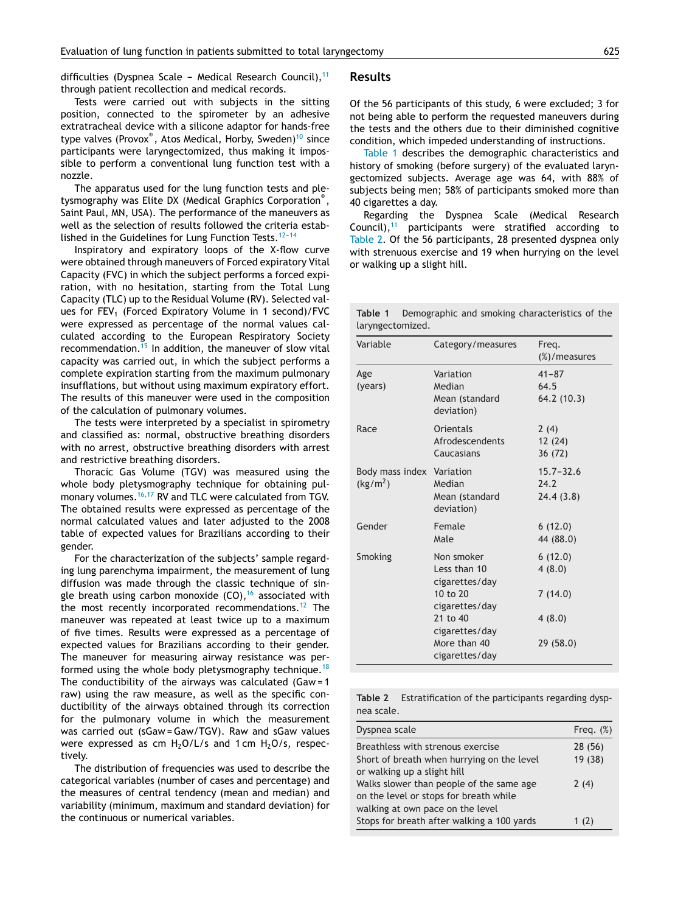difficulties (Dyspnea Scale – Medical Research Council),[11] through patient recollection and medical records.

Tests were carried out with subjects in the sitting position, connected to the spirometer by an adhesive extratracheal device with a silicone adaptor for hands-free type valves (Provox®, Atos Medical, Horby, Sweden)[10] since participants were laryngectomized, thus making it impossible to perform a conventional lung function test with a nozzle.

The apparatus used for the lung function tests and pletysmography was Elite DX (Medical Graphics Corporation®, Saint Paul, MN, USA). The performance of the maneuvers as well as the selection of results followed the criteria established in the Guidelines for Lung Function Tests.[12–14]

Inspiratory and expiratory loops of the X-flow curve were obtained through maneuvers of Forced expiratory Vital Capacity (FVC) in which the subject performs a forced expiration, with no hesitation, starting from the Total Lung Capacity (TLC) up to the Residual Volume (RV). Selected values for $FEV_1$ (Forced Expiratory Volume in 1 second)/FVC were expressed as percentage of the normal values calculated according to the European Respiratory Society recommendation.[15] In addition, the maneuver of slow vital capacity was carried out, in which the subject performs a complete expiration starting from the maximum pulmonary insufflations, but without using maximum expiratory effort. The results of this maneuver were used in the composition of the calculation of pulmonary volumes.

The tests were interpreted by a specialist in spirometry and classified as: normal, obstructive breathing disorders with no arrest, obstructive breathing disorders with arrest and restrictive breathing disorders.

Thoracic Gas Volume (TGV) was measured using the whole body pletysmography technique for obtaining pulmonary volumes.[16,17] RV and TLC were calculated from TGV. The obtained results were expressed as percentage of the normal calculated values and later adjusted to the 2008 table of expected values for Brazilians according to their gender.

For the characterization of the subjects' sample regarding lung parenchyma impairment, the measurement of lung diffusion was made through the classic technique of single breath using carbon monoxide (CO),[16] associated with the most recently incorporated recommendations.[12] The maneuver was repeated at least twice up to a maximum of five times. Results were expressed as a percentage of expected values for Brazilians according to their gender. The maneuver for measuring airway resistance was performed using the whole body pletysmography technique.[18] The conductibility of the airways was calculated (Gaw = 1 raw) using the raw measure, as well as the specific conductibility of the airways obtained through its correction for the pulmonary volume in which the measurement was carried out (sGaw = Gaw/TGV). Raw and sGaw values were expressed as cm $H_2O$/L/s and 1 cm $H_2O$/s, respectively.

The distribution of frequencies was used to describe the categorical variables (number of cases and percentage) and the measures of central tendency (mean and median) and variability (minimum, maximum and standard deviation) for the continuous or numerical variables.

## Results

Of the 56 participants of this study, 6 were excluded; 3 for not being able to perform the requested maneuvers during the tests and the others due to their diminished cognitive condition, which impeded understanding of instructions.

Table 1 describes the demographic characteristics and history of smoking (before surgery) of the evaluated laryngectomized subjects. Average age was 64, with 88% of subjects being men; 58% of participants smoked more than 40 cigarettes a day.

Regarding the Dyspnea Scale (Medical Research Council),[11] participants were stratified according to Table 2. Of the 56 participants, 28 presented dyspnea only with strenuous exercise and 19 when hurrying on the level or walking up a slight hill.

**Table 1** Demographic and smoking characteristics of the laryngectomized.

| Variable | Category/measures | Freq. (%)/measures |
|---|---|---|
| Age (years) | Variation | 41–87 |
| | Median | 64.5 |
| | Mean (standard deviation) | 64.2 (10.3) |
| Race | Orientals | 2 (4) |
| | Afrodescendents | 12 (24) |
| | Caucasians | 36 (72) |
| Body mass index ($kg/m^2$) | Variation | 15.7–32.6 |
| | Median | 24.2 |
| | Mean (standard deviation) | 24.4 (3.8) |
| Gender | Female | 6 (12.0) |
| | Male | 44 (88.0) |
| Smoking | Non smoker | 6 (12.0) |
| | Less than 10 cigarettes/day | 4 (8.0) |
| | 10 to 20 cigarettes/day | 7 (14.0) |
| | 21 to 40 cigarettes/day | 4 (8.0) |
| | More than 40 cigarettes/day | 29 (58.0) |

**Table 2** Estratification of the participants regarding dyspnea scale.

| Dyspnea scale | Freq. (%) |
|---|---|
| Breathless with strenous exercise | 28 (56) |
| Short of breath when hurrying on the level or walking up a slight hill | 19 (38) |
| Walks slower than people of the same age on the level or stops for breath while walking at own pace on the level | 2 (4) |
| Stops for breath after walking a 100 yards | 1 (2) |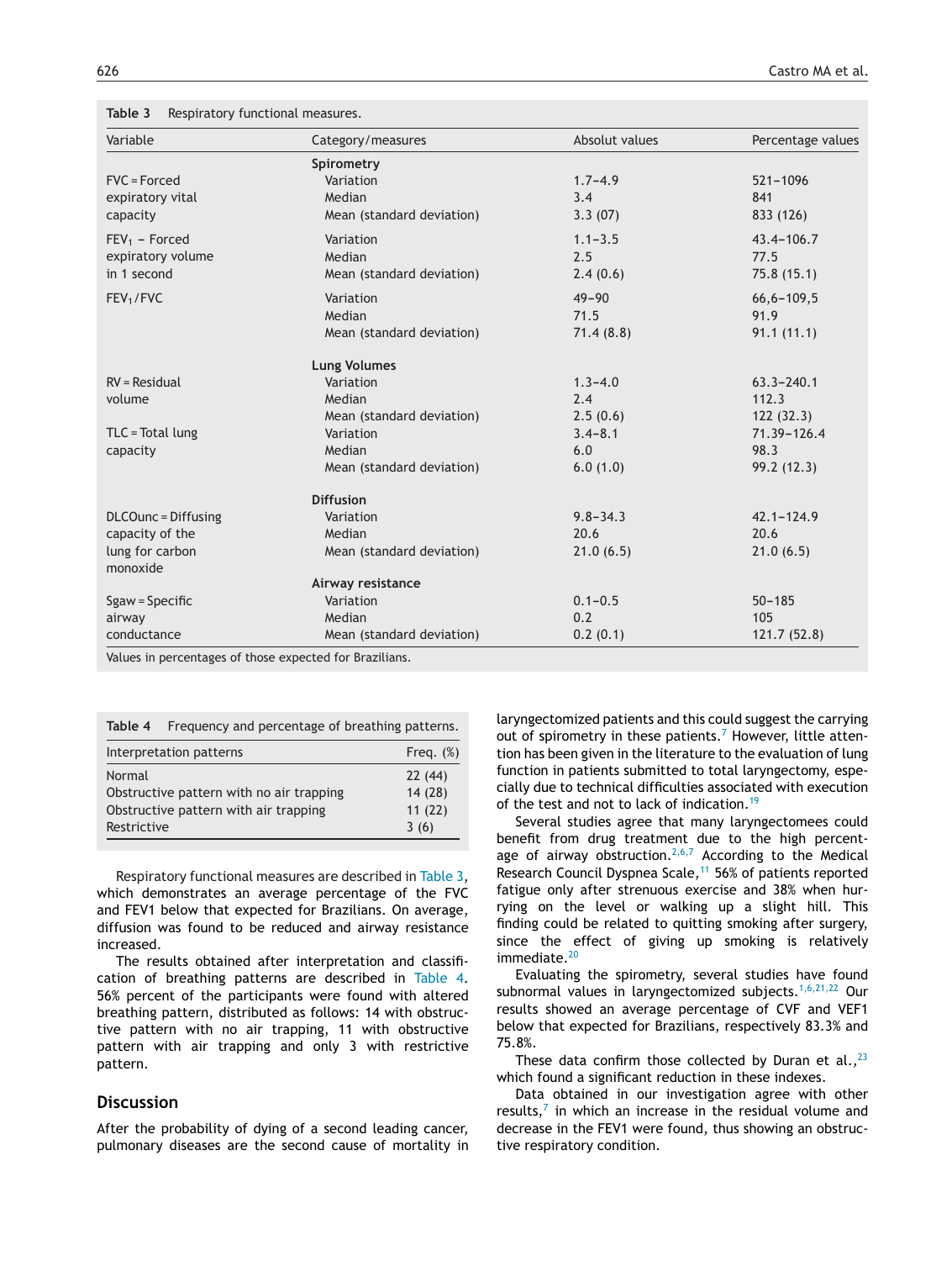**Table 3** Respiratory functional measures.

| Variable | Category/measures | Absolut values | Percentage values |
|---|---|---|---|
| | **Spirometry** | | |
| FVC = Forced expiratory vital capacity | Variation | 1.7–4.9 | 521–1096 |
| | Median | 3.4 | 841 |
| | Mean (standard deviation) | 3.3 (07) | 833 (126) |
| $FEV_1$ – Forced expiratory volume in 1 second | Variation | 1.1–3.5 | 43.4–106.7 |
| | Median | 2.5 | 77.5 |
| | Mean (standard deviation) | 2.4 (0.6) | 75.8 (15.1) |
| $FEV_1$/FVC | Variation | 49–90 | 66,6–109,5 |
| | Median | 71.5 | 91.9 |
| | Mean (standard deviation) | 71.4 (8.8) | 91.1 (11.1) |
| | **Lung Volumes** | | |
| RV = Residual volume | Variation | 1.3–4.0 | 63.3–240.1 |
| | Median | 2.4 | 112.3 |
| | Mean (standard deviation) | 2.5 (0.6) | 122 (32.3) |
| TLC = Total lung capacity | Variation | 3.4–8.1 | 71.39–126.4 |
| | Median | 6.0 | 98.3 |
| | Mean (standard deviation) | 6.0 (1.0) | 99.2 (12.3) |
| | **Diffusion** | | |
| DLCOunc = Diffusing capacity of the lung for carbon monoxide | Variation | 9.8–34.3 | 42.1–124.9 |
| | Median | 20.6 | 20.6 |
| | Mean (standard deviation) | 21.0 (6.5) | 21.0 (6.5) |
| | **Airway resistance** | | |
| Sgaw = Specific airway conductance | Variation | 0.1–0.5 | 50–185 |
| | Median | 0.2 | 105 |
| | Mean (standard deviation) | 0.2 (0.1) | 121.7 (52.8) |

Values in percentages of those expected for Brazilians.

**Table 4** Frequency and percentage of breathing patterns.

| Interpretation patterns | Freq. (%) |
|---|---|
| Normal | 22 (44) |
| Obstructive pattern with no air trapping | 14 (28) |
| Obstructive pattern with air trapping | 11 (22) |
| Restrictive | 3 (6) |

Respiratory functional measures are described in Table 3, which demonstrates an average percentage of the FVC and FEV1 below that expected for Brazilians. On average, diffusion was found to be reduced and airway resistance increased.

The results obtained after interpretation and classification of breathing patterns are described in Table 4. 56% percent of the participants were found with altered breathing pattern, distributed as follows: 14 with obstructive pattern with no air trapping, 11 with obstructive pattern with air trapping and only 3 with restrictive pattern.

## Discussion

After the probability of dying of a second leading cancer, pulmonary diseases are the second cause of mortality in laryngectomized patients and this could suggest the carrying out of spirometry in these patients.[7] However, little attention has been given in the literature to the evaluation of lung function in patients submitted to total laryngectomy, especially due to technical difficulties associated with execution of the test and not to lack of indication.[19]

Several studies agree that many laryngectomees could benefit from drug treatment due to the high percentage of airway obstruction.[2,6,7] According to the Medical Research Council Dyspnea Scale,[11] 56% of patients reported fatigue only after strenuous exercise and 38% when hurrying on the level or walking up a slight hill. This finding could be related to quitting smoking after surgery, since the effect of giving up smoking is relatively immediate.[20]

Evaluating the spirometry, several studies have found subnormal values in laryngectomized subjects.[1,6,21,22] Our results showed an average percentage of CVF and VEF1 below that expected for Brazilians, respectively 83.3% and 75.8%.

These data confirm those collected by Duran et al.,[23] which found a significant reduction in these indexes.

Data obtained in our investigation agree with other results,[7] in which an increase in the residual volume and decrease in the FEV1 were found, thus showing an obstructive respiratory condition.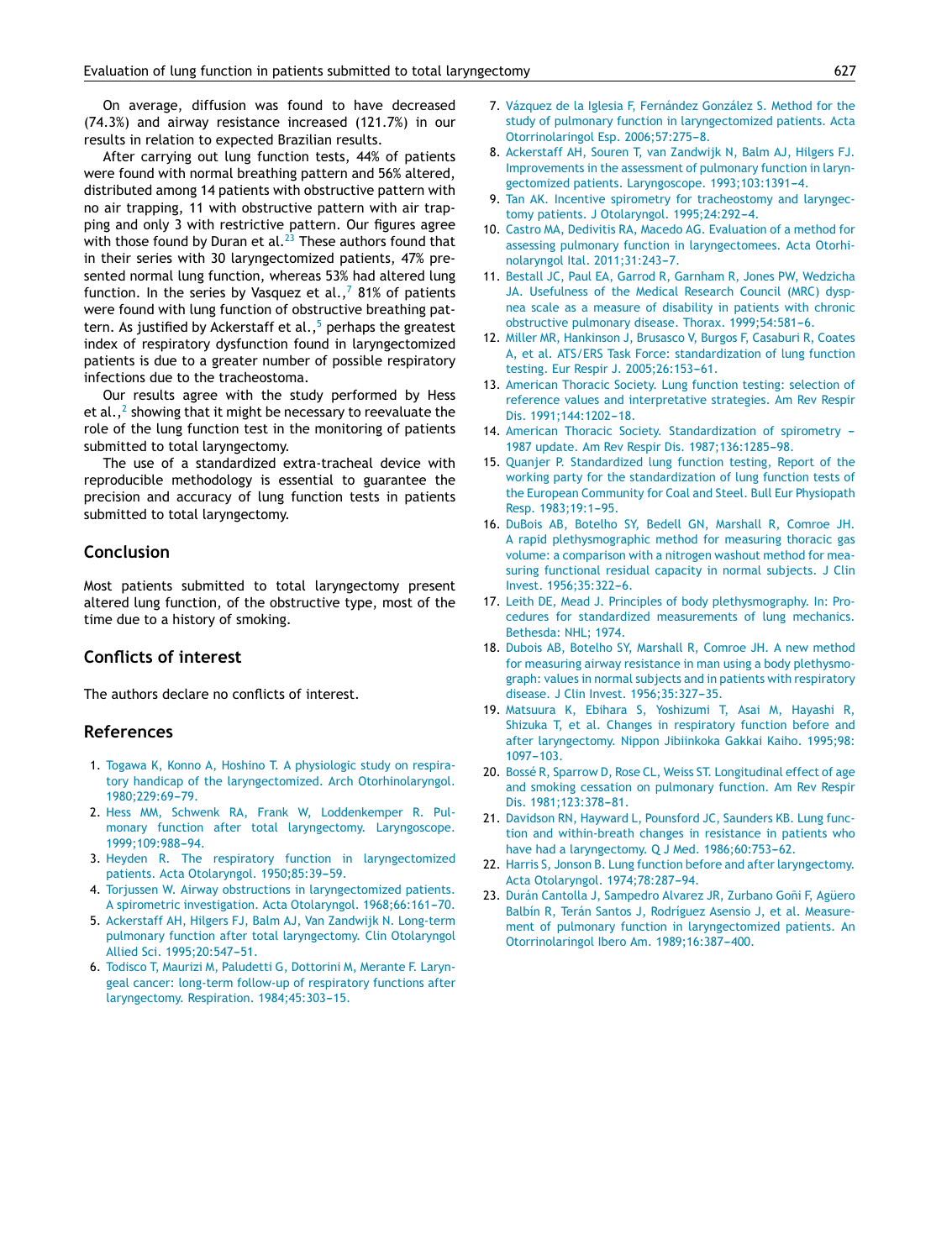On average, diffusion was found to have decreased (74.3%) and airway resistance increased (121.7%) in our results in relation to expected Brazilian results.

After carrying out lung function tests, 44% of patients were found with normal breathing pattern and 56% altered, distributed among 14 patients with obstructive pattern with no air trapping, 11 with obstructive pattern with air trapping and only 3 with restrictive pattern. Our figures agree with those found by Duran et al.[23] These authors found that in their series with 30 laryngectomized patients, 47% presented normal lung function, whereas 53% had altered lung function. In the series by Vasquez et al.,[7] 81% of patients were found with lung function of obstructive breathing pattern. As justified by Ackerstaff et al.,[5] perhaps the greatest index of respiratory dysfunction found in laryngectomized patients is due to a greater number of possible respiratory infections due to the tracheostoma.

Our results agree with the study performed by Hess et al.,[2] showing that it might be necessary to reevaluate the role of the lung function test in the monitoring of patients submitted to total laryngectomy.

The use of a standardized extra-tracheal device with reproducible methodology is essential to guarantee the precision and accuracy of lung function tests in patients submitted to total laryngectomy.

## Conclusion

Most patients submitted to total laryngectomy present altered lung function, of the obstructive type, most of the time due to a history of smoking.

## Conflicts of interest

The authors declare no conflicts of interest.

## References

1. Togawa K, Konno A, Hoshino T. A physiologic study on respiratory handicap of the laryngectomized. Arch Otorhinolaryngol. 1980;229:69–79.
2. Hess MM, Schwenk RA, Frank W, Loddenkemper R. Pulmonary function after total laryngectomy. Laryngoscope. 1999;109:988–94.
3. Heyden R. The respiratory function in laryngectomized patients. Acta Otolaryngol. 1950;85:39–59.
4. Torjussen W. Airway obstructions in laryngectomized patients. A spirometric investigation. Acta Otolaryngol. 1968;66:161–70.
5. Ackerstaff AH, Hilgers FJ, Balm AJ, Van Zandwijk N. Long-term pulmonary function after total laryngectomy. Clin Otolaryngol Allied Sci. 1995;20:547–51.
6. Todisco T, Maurizi M, Paludetti G, Dottorini M, Merante F. Laryngeal cancer: long-term follow-up of respiratory functions after laryngectomy. Respiration. 1984;45:303–15.
7. Vázquez de la Iglesia F, Fernández González S. Method for the study of pulmonary function in laryngectomized patients. Acta Otorrinolaringol Esp. 2006;57:275–8.
8. Ackerstaff AH, Souren T, van Zandwijk N, Balm AJ, Hilgers FJ. Improvements in the assessment of pulmonary function in laryngectomized patients. Laryngoscope. 1993;103:1391–4.
9. Tan AK. Incentive spirometry for tracheostomy and laryngectomy patients. J Otolaryngol. 1995;24:292–4.
10. Castro MA, Dedivitis RA, Macedo AG. Evaluation of a method for assessing pulmonary function in laryngectomees. Acta Otorhinolaryngol Ital. 2011;31:243–7.
11. Bestall JC, Paul EA, Garrod R, Garnham R, Jones PW, Wedzicha JA. Usefulness of the Medical Research Council (MRC) dyspnea scale as a measure of disability in patients with chronic obstructive pulmonary disease. Thorax. 1999;54:581–6.
12. Miller MR, Hankinson J, Brusasco V, Burgos F, Casaburi R, Coates A, et al. ATS/ERS Task Force: standardization of lung function testing. Eur Respir J. 2005;26:153–61.
13. American Thoracic Society. Lung function testing: selection of reference values and interpretative strategies. Am Rev Respir Dis. 1991;144:1202–18.
14. American Thoracic Society. Standardization of spirometry – 1987 update. Am Rev Respir Dis. 1987;136:1285–98.
15. Quanjer P. Standardized lung function testing, Report of the working party for the standardization of lung function tests of the European Community for Coal and Steel. Bull Eur Physiopath Resp. 1983;19:1–95.
16. DuBois AB, Botelho SY, Bedell GN, Marshall R, Comroe JH. A rapid plethysmographic method for measuring thoracic gas volume: a comparison with a nitrogen washout method for measuring functional residual capacity in normal subjects. J Clin Invest. 1956;35:322–6.
17. Leith DE, Mead J. Principles of body plethysmography. In: Procedures for standardized measurements of lung mechanics. Bethesda: NHL; 1974.
18. Dubois AB, Botelho SY, Marshall R, Comroe JH. A new method for measuring airway resistance in man using a body plethysmograph: values in normal subjects and in patients with respiratory disease. J Clin Invest. 1956;35:327–35.
19. Matsuura K, Ebihara S, Yoshizumi T, Asai M, Hayashi R, Shizuka T, et al. Changes in respiratory function before and after laryngectomy. Nippon Jibiinkoka Gakkai Kaiho. 1995;98:1097–103.
20. Bossé R, Sparrow D, Rose CL, Weiss ST. Longitudinal effect of age and smoking cessation on pulmonary function. Am Rev Respir Dis. 1981;123:378–81.
21. Davidson RN, Hayward L, Pounsford JC, Saunders KB. Lung function and within-breath changes in resistance in patients who have had a laryngectomy. Q J Med. 1986;60:753–62.
22. Harris S, Jonson B. Lung function before and after laryngectomy. Acta Otolaryngol. 1974;78:287–94.
23. Durán Cantolla J, Sampedro Alvarez JR, Zurbano Goñi F, Agüero Balbín R, Terán Santos J, Rodríguez Asensio J, et al. Measurement of pulmonary function in laryngectomized patients. An Otorrinolaringol Ibero Am. 1989;16:387–400.